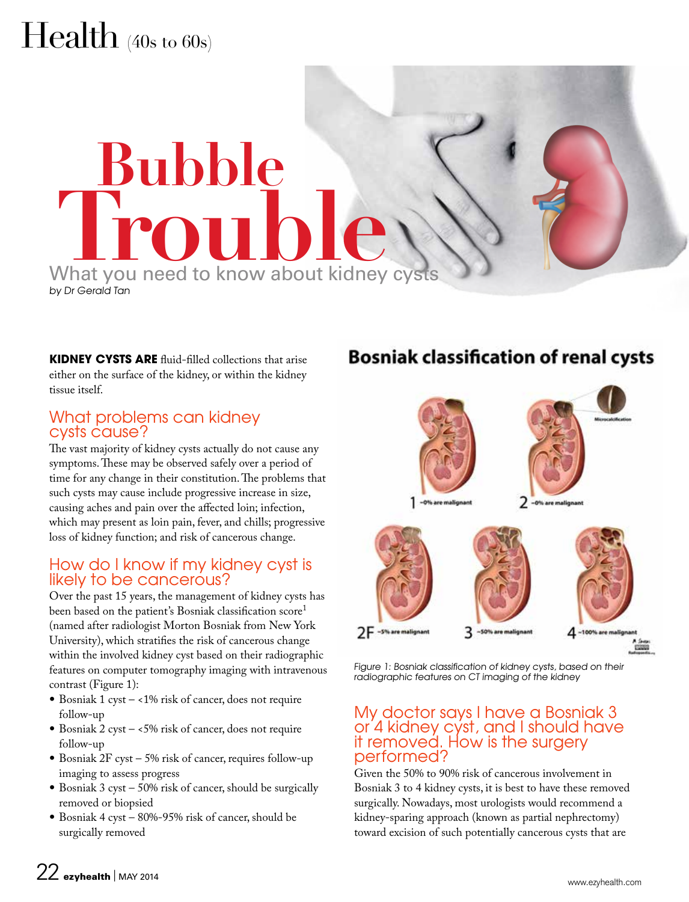# Bubble Trouble

## What you need to know about kidney cysts

*by Dr Gerald Tan*

**KIDNEY CYSTS ARE** fluid-filled collections that arise either on the surface of the kidney, or within the kidney tissue itself.

### What problems can kidney cysts cause?

The vast majority of kidney cysts actually do not cause any symptoms. These may be observed safely over a period of time for any change in their constitution. The problems that such cysts may cause include progressive increase in size, causing aches and pain over the affected loin; infection, which may present as loin pain, fever, and chills; progressive loss of kidney function; and risk of cancerous change.

### How do I know if my kidney cyst is likely to be cancerous?

Over the past 15 years, the management of kidney cysts has been based on the patient's Bosniak classification score[1] (named after radiologist Morton Bosniak from New York University), which stratifies the risk of cancerous change within the involved kidney cyst based on their radiographic features on computer tomography imaging with intravenous contrast (Figure 1):

- Bosniak 1 cyst – <1% risk of cancer, does not require follow-up
- Bosniak 2 cyst – <5% risk of cancer, does not require follow-up
- Bosniak 2F cyst – 5% risk of cancer, requires follow-up imaging to assess progress
- Bosniak 3 cyst – 50% risk of cancer, should be surgically removed or biopsied
- Bosniak 4 cyst – 80%-95% risk of cancer, should be surgically removed

**Bosniak classification of renal cysts**

1 ~0% are malignant
2 ~0% are malignant
2F ~5% are malignant
3 ~50% are malignant
4 ~100% are malignant

*Figure 1: Bosniak classification of kidney cysts, based on their radiographic features on CT imaging of the kidney*

### My doctor says I have a Bosniak 3 or 4 kidney cyst, and I should have it removed. How is the surgery performed?

Given the 50% to 90% risk of cancerous involvement in Bosniak 3 to 4 kidney cysts, it is best to have these removed surgically. Nowadays, most urologists would recommend a kidney-sparing approach (known as partial nephrectomy) toward excision of such potentially cancerous cysts that are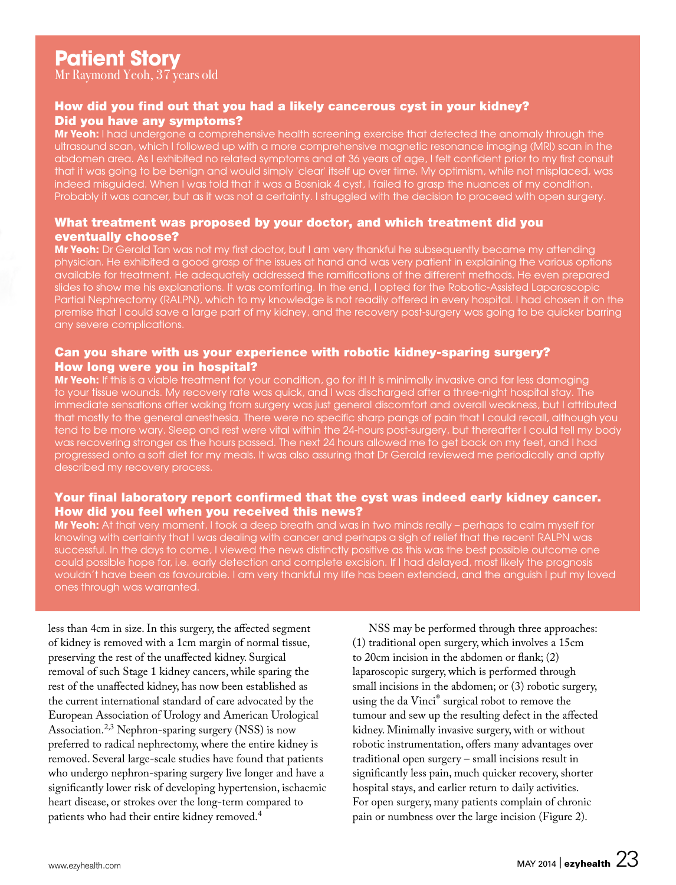## Patient Story

Mr Raymond Yeoh, 37 years old

### How did you find out that you had a likely cancerous cyst in your kidney? Did you have any symptoms?

**Mr Yeoh:** I had undergone a comprehensive health screening exercise that detected the anomaly through the ultrasound scan, which I followed up with a more comprehensive magnetic resonance imaging (MRI) scan in the abdomen area. As I exhibited no related symptoms and at 36 years of age, I felt confident prior to my first consult that it was going to be benign and would simply 'clear' itself up over time. My optimism, while not misplaced, was indeed misguided. When I was told that it was a Bosniak 4 cyst, I failed to grasp the nuances of my condition. Probably it was cancer, but as it was not a certainty. I struggled with the decision to proceed with open surgery.

### What treatment was proposed by your doctor, and which treatment did you eventually choose?

**Mr Yeoh:** Dr Gerald Tan was not my first doctor, but I am very thankful he subsequently became my attending physician. He exhibited a good grasp of the issues at hand and was very patient in explaining the various options available for treatment. He adequately addressed the ramifications of the different methods. He even prepared slides to show me his explanations. It was comforting. In the end, I opted for the Robotic-Assisted Laparoscopic Partial Nephrectomy (RALPN), which to my knowledge is not readily offered in every hospital. I had chosen it on the premise that I could save a large part of my kidney, and the recovery post-surgery was going to be quicker barring any severe complications.

### Can you share with us your experience with robotic kidney-sparing surgery? How long were you in hospital?

**Mr Yeoh:** If this is a viable treatment for your condition, go for it! It is minimally invasive and far less damaging to your tissue wounds. My recovery rate was quick, and I was discharged after a three-night hospital stay. The immediate sensations after waking from surgery was just general discomfort and overall weakness, but I attributed that mostly to the general anesthesia. There were no specific sharp pangs of pain that I could recall, although you tend to be more wary. Sleep and rest were vital within the 24-hours post-surgery, but thereafter I could tell my body was recovering stronger as the hours passed. The next 24 hours allowed me to get back on my feet, and I had progressed onto a soft diet for my meals. It was also assuring that Dr Gerald reviewed me periodically and aptly described my recovery process.

### Your final laboratory report confirmed that the cyst was indeed early kidney cancer. How did you feel when you received this news?

**Mr Yeoh:** At that very moment, I took a deep breath and was in two minds really – perhaps to calm myself for knowing with certainty that I was dealing with cancer and perhaps a sigh of relief that the recent RALPN was successful. In the days to come, I viewed the news distinctly positive as this was the best possible outcome one could possible hope for, i.e. early detection and complete excision. If I had delayed, most likely the prognosis wouldn't have been as favourable. I am very thankful my life has been extended, and the anguish I put my loved ones through was warranted.

---

less than 4cm in size. In this surgery, the affected segment of kidney is removed with a 1cm margin of normal tissue, preserving the rest of the unaffected kidney. Surgical removal of such Stage 1 kidney cancers, while sparing the rest of the unaffected kidney, has now been established as the current international standard of care advocated by the European Association of Urology and American Urological Association.[2,3] Nephron-sparing surgery (NSS) is now preferred to radical nephrectomy, where the entire kidney is removed. Several large-scale studies have found that patients who undergo nephron-sparing surgery live longer and have a significantly lower risk of developing hypertension, ischaemic heart disease, or strokes over the long-term compared to patients who had their entire kidney removed.[4]

NSS may be performed through three approaches: (1) traditional open surgery, which involves a 15cm to 20cm incision in the abdomen or flank; (2) laparoscopic surgery, which is performed through small incisions in the abdomen; or (3) robotic surgery, using the da Vinci® surgical robot to remove the tumour and sew up the resulting defect in the affected kidney. Minimally invasive surgery, with or without robotic instrumentation, offers many advantages over traditional open surgery – small incisions result in significantly less pain, much quicker recovery, shorter hospital stays, and earlier return to daily activities. For open surgery, many patients complain of chronic pain or numbness over the large incision (Figure 2).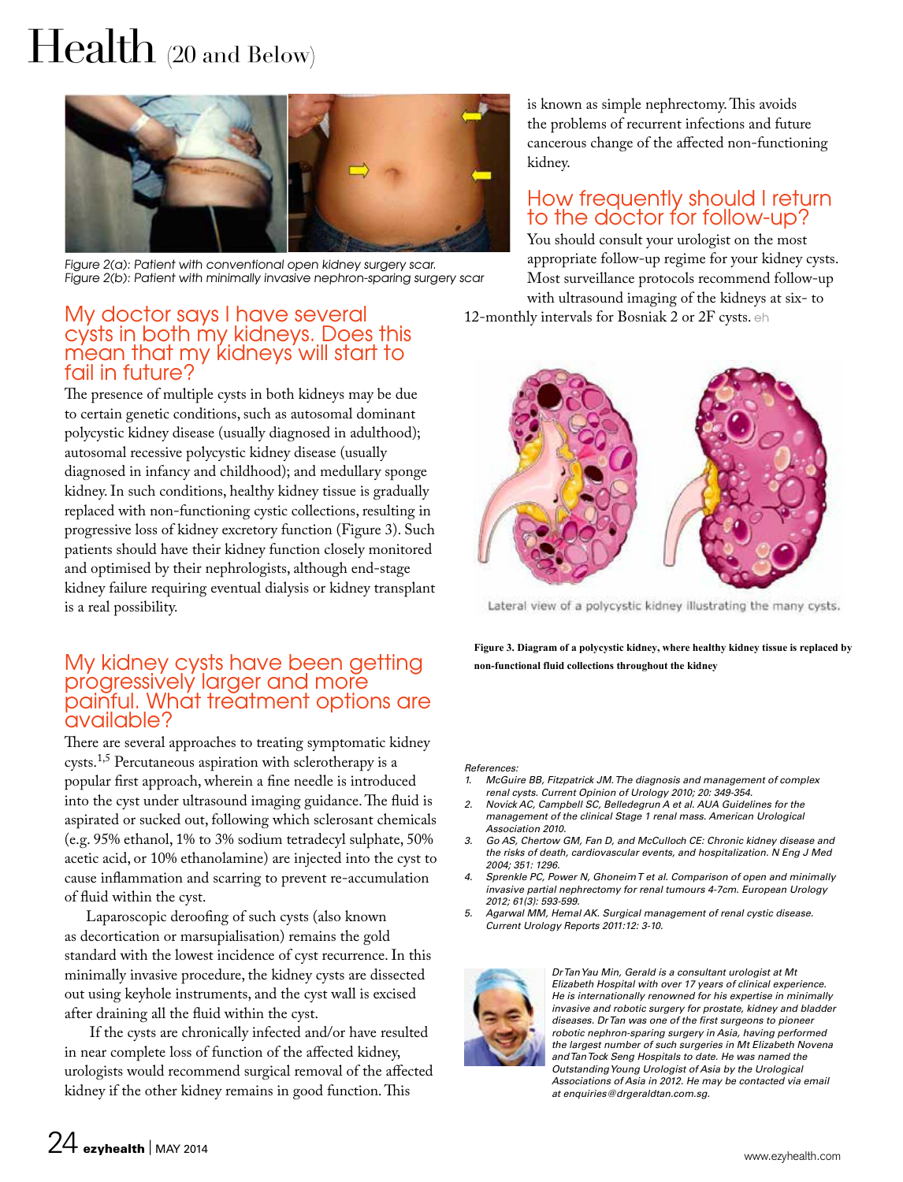Figure 2(a): Patient with conventional open kidney surgery scar.
Figure 2(b): Patient with minimally invasive nephron-sparing surgery scar

## My doctor says I have several cysts in both my kidneys. Does this mean that my kidneys will start to fail in future?

The presence of multiple cysts in both kidneys may be due to certain genetic conditions, such as autosomal dominant polycystic kidney disease (usually diagnosed in adulthood); autosomal recessive polycystic kidney disease (usually diagnosed in infancy and childhood); and medullary sponge kidney. In such conditions, healthy kidney tissue is gradually replaced with non-functioning cystic collections, resulting in progressive loss of kidney excretory function (Figure 3). Such patients should have their kidney function closely monitored and optimised by their nephrologists, although end-stage kidney failure requiring eventual dialysis or kidney transplant is a real possibility.

## My kidney cysts have been getting progressively larger and more painful. What treatment options are available?

There are several approaches to treating symptomatic kidney cysts.[1,5] Percutaneous aspiration with sclerotherapy is a popular first approach, wherein a fine needle is introduced into the cyst under ultrasound imaging guidance. The fluid is aspirated or sucked out, following which sclerosant chemicals (e.g. 95% ethanol, 1% to 3% sodium tetradecyl sulphate, 50% acetic acid, or 10% ethanolamine) are injected into the cyst to cause inflammation and scarring to prevent re-accumulation of fluid within the cyst.

Laparoscopic deroofing of such cysts (also known as decortication or marsupialisation) remains the gold standard with the lowest incidence of cyst recurrence. In this minimally invasive procedure, the kidney cysts are dissected out using keyhole instruments, and the cyst wall is excised after draining all the fluid within the cyst.

If the cysts are chronically infected and/or have resulted in near complete loss of function of the affected kidney, urologists would recommend surgical removal of the affected kidney if the other kidney remains in good function. This is known as simple nephrectomy. This avoids the problems of recurrent infections and future cancerous change of the affected non-functioning kidney.

## How frequently should I return to the doctor for follow-up?

You should consult your urologist on the most appropriate follow-up regime for your kidney cysts. Most surveillance protocols recommend follow-up with ultrasound imaging of the kidneys at six- to 12-monthly intervals for Bosniak 2 or 2F cysts. eh

Lateral view of a polycystic kidney illustrating the many cysts.

**Figure 3. Diagram of a polycystic kidney, where healthy kidney tissue is replaced by non-functional fluid collections throughout the kidney**

*References:*

1. *McGuire BB, Fitzpatrick JM. The diagnosis and management of complex renal cysts. Current Opinion of Urology 2010; 20: 349-354.*
2. *Novick AC, Campbell SC, Belledegrun A et al. AUA Guidelines for the management of the clinical Stage 1 renal mass. American Urological Association 2010.*
3. *Go AS, Chertow GM, Fan D, and McCulloch CE: Chronic kidney disease and the risks of death, cardiovascular events, and hospitalization. N Eng J Med 2004; 351: 1296.*
4. *Sprenkle PC, Power N, Ghoneim T et al. Comparison of open and minimally invasive partial nephrectomy for renal tumours 4-7cm. European Urology 2012; 61(3): 593-599.*
5. *Agarwal MM, Hemal AK. Surgical management of renal cystic disease. Current Urology Reports 2011:12: 3-10.*

*Dr Tan Yau Min, Gerald is a consultant urologist at Mt Elizabeth Hospital with over 17 years of clinical experience. He is internationally renowned for his expertise in minimally invasive and robotic surgery for prostate, kidney and bladder diseases. Dr Tan was one of the first surgeons to pioneer robotic nephron-sparing surgery in Asia, having performed the largest number of such surgeries in Mt Elizabeth Novena and Tan Tock Seng Hospitals to date. He was named the Outstanding Young Urologist of Asia by the Urological Associations of Asia in 2012. He may be contacted via email at enquiries@drgeraldtan.com.sg.*